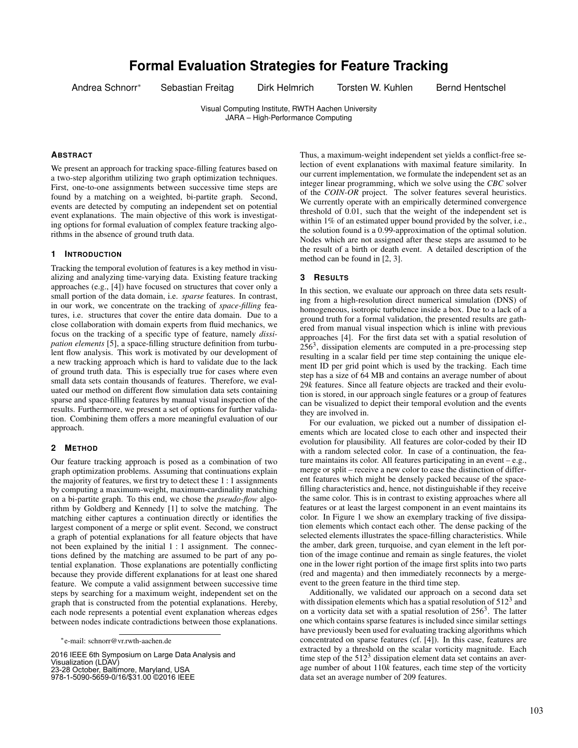# Formal Evaluation Strategies for Feature Tracking

Andrea Schnorr* Sebastian Freitag Dirk Helmrich Torsten W. Kuhlen Bernd Hentschel

Visual Computing Institute, RWTH Aachen University
JARA – High-Performance Computing

## Abstract

We present an approach for tracking space-filling features based on a two-step algorithm utilizing two graph optimization techniques. First, one-to-one assignments between successive time steps are found by a matching on a weighted, bi-partite graph. Second, events are detected by computing an independent set on potential event explanations. The main objective of this work is investigating options for formal evaluation of complex feature tracking algorithms in the absence of ground truth data.

## 1 Introduction

Tracking the temporal evolution of features is a key method in visualizing and analyzing time-varying data. Existing feature tracking approaches (e.g., [4]) have focused on structures that cover only a small portion of the data domain, i.e. *sparse* features. In contrast, in our work, we concentrate on the tracking of *space-filling* features, i.e. structures that cover the entire data domain. Due to a close collaboration with domain experts from fluid mechanics, we focus on the tracking of a specific type of feature, namely *dissipation elements* [5], a space-filling structure definition from turbulent flow analysis. This work is motivated by our development of a new tracking approach which is hard to validate due to the lack of ground truth data. This is especially true for cases where even small data sets contain thousands of features. Therefore, we evaluated our method on different flow simulation data sets containing sparse and space-filling features by manual visual inspection of the results. Furthermore, we present a set of options for further validation. Combining them offers a more meaningful evaluation of our approach.

## 2 Method

Our feature tracking approach is posed as a combination of two graph optimization problems. Assuming that continuations explain the majority of features, we first try to detect these 1 : 1 assignments by computing a maximum-weight, maximum-cardinality matching on a bi-partite graph. To this end, we chose the *pseudo-flow* algorithm by Goldberg and Kennedy [1] to solve the matching. The matching either captures a continuation directly or identifies the largest component of a merge or split event. Second, we construct a graph of potential explanations for all feature objects that have not been explained by the initial 1 : 1 assignment. The connections defined by the matching are assumed to be part of any potential explanation. Those explanations are potentially conflicting because they provide different explanations for at least one shared feature. We compute a valid assignment between successive time steps by searching for a maximum weight, independent set on the graph that is constructed from the potential explanations. Hereby, each node represents a potential event explanation whereas edges between nodes indicate contradictions between those explanations. Thus, a maximum-weight independent set yields a conflict-free selection of event explanations with maximal feature similarity. In our current implementation, we formulate the independent set as an integer linear programming, which we solve using the *CBC* solver of the *COIN-OR* project. The solver features several heuristics. We currently operate with an empirically determined convergence threshold of 0.01, such that the weight of the independent set is within 1% of an estimated upper bound provided by the solver, i.e., the solution found is a 0.99-approximation of the optimal solution. Nodes which are not assigned after these steps are assumed to be the result of a birth or death event. A detailed description of the method can be found in [2, 3].

## 3 Results

In this section, we evaluate our approach on three data sets resulting from a high-resolution direct numerical simulation (DNS) of homogeneous, isotropic turbulence inside a box. Due to a lack of a ground truth for a formal validation, the presented results are gathered from manual visual inspection which is inline with previous approaches [4]. For the first data set with a spatial resolution of $256^3$, dissipation elements are computed in a pre-processing step resulting in a scalar field per time step containing the unique element ID per grid point which is used by the tracking. Each time step has a size of 64 MB and contains an average number of about $29k$ features. Since all feature objects are tracked and their evolution is stored, in our approach single features or a group of features can be visualized to depict their temporal evolution and the events they are involved in.

For our evaluation, we picked out a number of dissipation elements which are located close to each other and inspected their evolution for plausibility. All features are color-coded by their ID with a random selected color. In case of a continuation, the feature maintains its color. All features participating in an event – e.g., merge or split – receive a new color to ease the distinction of different features which might be densely packed because of the space-filling characteristics and, hence, not distinguishable if they receive the same color. This is in contrast to existing approaches where all features or at least the largest component in an event maintains its color. In Figure 1 we show an exemplary tracking of five dissipation elements which contact each other. The dense packing of the selected elements illustrates the space-filling characteristics. While the amber, dark green, turquoise, and cyan element in the left portion of the image continue and remain as single features, the violet one in the lower right portion of the image first splits into two parts (red and magenta) and then immediately reconnects by a merge-event to the green feature in the third time step.

Additionally, we validated our approach on a second data set with dissipation elements which has a spatial resolution of $512^3$ and on a vorticity data set with a spatial resolution of $256^3$. The latter one which contains sparse features is included since similar settings have previously been used for evaluating tracking algorithms which concentrated on sparse features (cf. [4]). In this case, features are extracted by a threshold on the scalar vorticity magnitude. Each time step of the $512^3$ dissipation element data set contains an average number of about $110k$ features, each time step of the vorticity data set an average number of 209 features.

*e-mail: schnorr@vr.rwth-aachen.de

2016 IEEE 6th Symposium on Large Data Analysis and Visualization (LDAV)
23-28 October, Baltimore, Maryland, USA
978-1-5090-5659-0/16/$31.00 ©2016 IEEE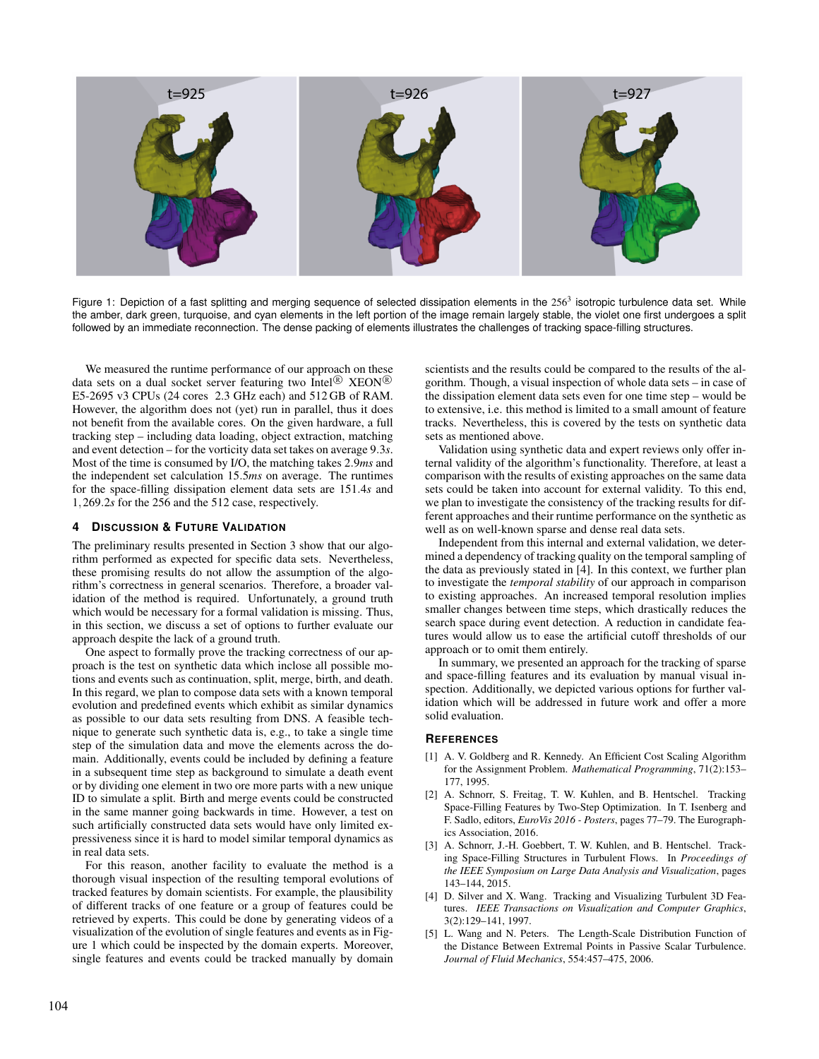t=925

t=926

t=927

Figure 1: Depiction of a fast splitting and merging sequence of selected dissipation elements in the $256^3$ isotropic turbulence data set. While the amber, dark green, turquoise, and cyan elements in the left portion of the image remain largely stable, the violet one first undergoes a split followed by an immediate reconnection. The dense packing of elements illustrates the challenges of tracking space-filling structures.

We measured the runtime performance of our approach on these data sets on a dual socket server featuring two Intel® XEON® E5-2695 v3 CPUs (24 cores 2.3 GHz each) and 512 GB of RAM. However, the algorithm does not (yet) run in parallel, thus it does not benefit from the available cores. On the given hardware, a full tracking step – including data loading, object extraction, matching and event detection – for the vorticity data set takes on average $9.3s$. Most of the time is consumed by I/O, the matching takes $2.9ms$ and the independent set calculation $15.5ms$ on average. The runtimes for the space-filling dissipation element data sets are $151.4s$ and $1,269.2s$ for the 256 and the 512 case, respectively.

## 4 Discussion & Future Validation

The preliminary results presented in Section 3 show that our algorithm performed as expected for specific data sets. Nevertheless, these promising results do not allow the assumption of the algorithm's correctness in general scenarios. Therefore, a broader validation of the method is required. Unfortunately, a ground truth which would be necessary for a formal validation is missing. Thus, in this section, we discuss a set of options to further evaluate our approach despite the lack of a ground truth.

One aspect to formally prove the tracking correctness of our approach is the test on synthetic data which inclose all possible motions and events such as continuation, split, merge, birth, and death. In this regard, we plan to compose data sets with a known temporal evolution and predefined events which exhibit as similar dynamics as possible to our data sets resulting from DNS. A feasible technique to generate such synthetic data is, e.g., to take a single time step of the simulation data and move the elements across the domain. Additionally, events could be included by defining a feature in a subsequent time step as background to simulate a death event or by dividing one element in two ore more parts with a new unique ID to simulate a split. Birth and merge events could be constructed in the same manner going backwards in time. However, a test on such artificially constructed data sets would have only limited expressiveness since it is hard to model similar temporal dynamics as in real data sets.

For this reason, another facility to evaluate the method is a thorough visual inspection of the resulting temporal evolutions of tracked features by domain scientists. For example, the plausibility of different tracks of one feature or a group of features could be retrieved by experts. This could be done by generating videos of a visualization of the evolution of single features and events as in Figure 1 which could be inspected by the domain experts. Moreover, single features and events could be tracked manually by domain scientists and the results could be compared to the results of the algorithm. Though, a visual inspection of whole data sets – in case of the dissipation element data sets even for one time step – would be to extensive, i.e. this method is limited to a small amount of feature tracks. Nevertheless, this is covered by the tests on synthetic data sets as mentioned above.

Validation using synthetic data and expert reviews only offer internal validity of the algorithm's functionality. Therefore, at least a comparison with the results of existing approaches on the same data sets could be taken into account for external validity. To this end, we plan to investigate the consistency of the tracking results for different approaches and their runtime performance on the synthetic as well as on well-known sparse and dense real data sets.

Independent from this internal and external validation, we determined a dependency of tracking quality on the temporal sampling of the data as previously stated in [4]. In this context, we further plan to investigate the *temporal stability* of our approach in comparison to existing approaches. An increased temporal resolution implies smaller changes between time steps, which drastically reduces the search space during event detection. A reduction in candidate features would allow us to ease the artificial cutoff thresholds of our approach or to omit them entirely.

In summary, we presented an approach for the tracking of sparse and space-filling features and its evaluation by manual visual inspection. Additionally, we depicted various options for further validation which will be addressed in future work and offer a more solid evaluation.

## References

[1] A. V. Goldberg and R. Kennedy. An Efficient Cost Scaling Algorithm for the Assignment Problem. *Mathematical Programming*, 71(2):153–177, 1995.

[2] A. Schnorr, S. Freitag, T. W. Kuhlen, and B. Hentschel. Tracking Space-Filling Features by Two-Step Optimization. In T. Isenberg and F. Sadlo, editors, *EuroVis 2016 - Posters*, pages 77–79. The Eurographics Association, 2016.

[3] A. Schnorr, J.-H. Goebbert, T. W. Kuhlen, and B. Hentschel. Tracking Space-Filling Structures in Turbulent Flows. In *Proceedings of the IEEE Symposium on Large Data Analysis and Visualization*, pages 143–144, 2015.

[4] D. Silver and X. Wang. Tracking and Visualizing Turbulent 3D Features. *IEEE Transactions on Visualization and Computer Graphics*, 3(2):129–141, 1997.

[5] L. Wang and N. Peters. The Length-Scale Distribution Function of the Distance Between Extremal Points in Passive Scalar Turbulence. *Journal of Fluid Mechanics*, 554:457–475, 2006.